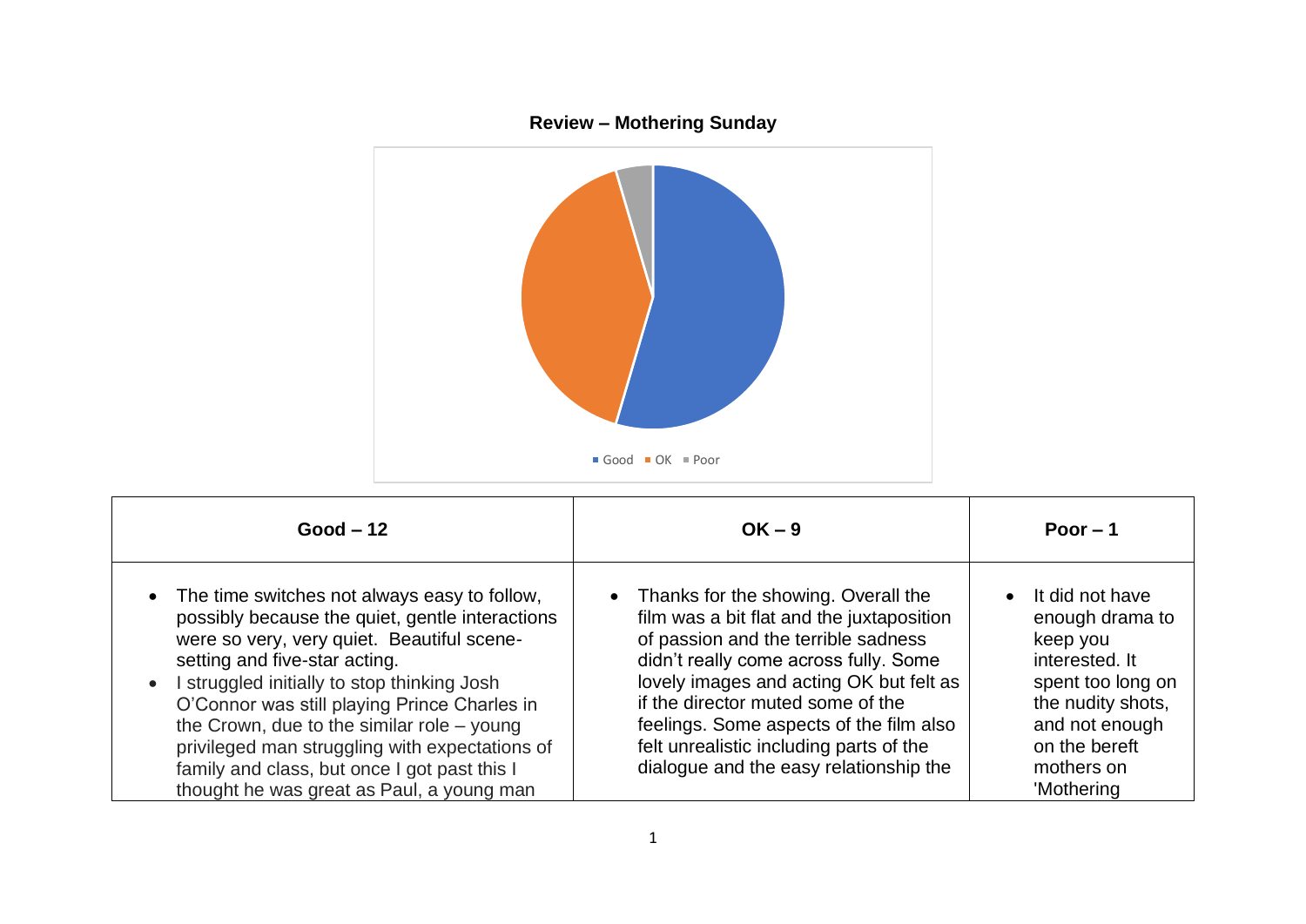**Review – Mothering Sunday**

Good · OK · Poor

| Good – 12 | OK – 9 | Poor – 1 |
|---|---|---|
| • The time switches not always easy to follow, possibly because the quiet, gentle interactions were so very, very quiet. Beautiful scene-setting and five-star acting.<br>• I struggled initially to stop thinking Josh O'Connor was still playing Prince Charles in the Crown, due to the similar role – young privileged man struggling with expectations of family and class, but once I got past this I thought he was great as Paul, a young man | • Thanks for the showing. Overall the film was a bit flat and the juxtaposition of passion and the terrible sadness didn't really come across fully. Some lovely images and acting OK but felt as if the director muted some of the feelings. Some aspects of the film also felt unrealistic including parts of the dialogue and the easy relationship the | • It did not have enough drama to keep you interested. It spent too long on the nudity shots, and not enough on the bereft mothers on 'Mothering |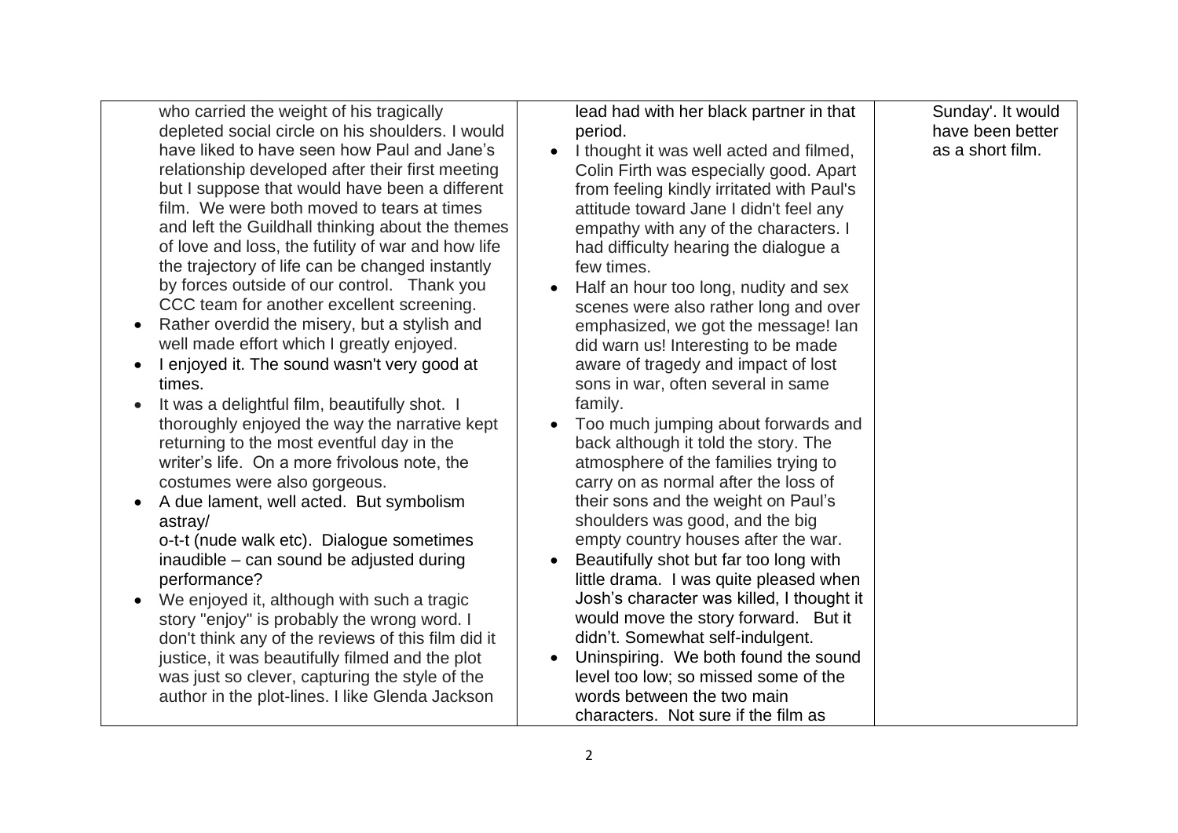| | | |
|---|---|---|
| who carried the weight of his tragically depleted social circle on his shoulders. I would have liked to have seen how Paul and Jane's relationship developed after their first meeting but I suppose that would have been a different film. We were both moved to tears at times and left the Guildhall thinking about the themes of love and loss, the futility of war and how life the trajectory of life can be changed instantly by forces outside of our control. Thank you CCC team for another excellent screening.<br>• Rather overdid the misery, but a stylish and well made effort which I greatly enjoyed.<br>• I enjoyed it. The sound wasn't very good at times.<br>• It was a delightful film, beautifully shot. I thoroughly enjoyed the way the narrative kept returning to the most eventful day in the writer's life. On a more frivolous note, the costumes were also gorgeous.<br>• A due lament, well acted. But symbolism astray/<br>o-t-t (nude walk etc). Dialogue sometimes inaudible – can sound be adjusted during performance?<br>• We enjoyed it, although with such a tragic story "enjoy" is probably the wrong word. I don't think any of the reviews of this film did it justice, it was beautifully filmed and the plot was just so clever, capturing the style of the author in the plot-lines. I like Glenda Jackson | lead had with her black partner in that period.<br>• I thought it was well acted and filmed, Colin Firth was especially good. Apart from feeling kindly irritated with Paul's attitude toward Jane I didn't feel any empathy with any of the characters. I had difficulty hearing the dialogue a few times.<br>• Half an hour too long, nudity and sex scenes were also rather long and over emphasized, we got the message! Ian did warn us! Interesting to be made aware of tragedy and impact of lost sons in war, often several in same family.<br>• Too much jumping about forwards and back although it told the story. The atmosphere of the families trying to carry on as normal after the loss of their sons and the weight on Paul's shoulders was good, and the big empty country houses after the war.<br>• Beautifully shot but far too long with little drama. I was quite pleased when Josh's character was killed, I thought it would move the story forward. But it didn't. Somewhat self-indulgent.<br>• Uninspiring. We both found the sound level too low; so missed some of the words between the two main characters. Not sure if the film as | Sunday'. It would have been better as a short film. |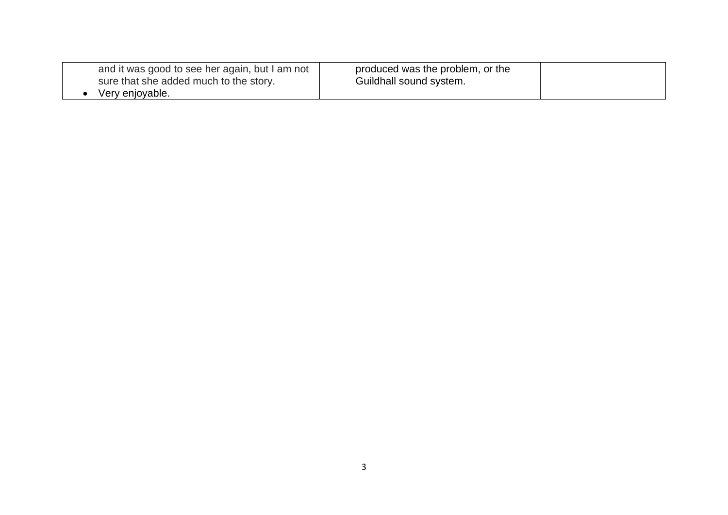| | | |
|---|---|---|
| and it was good to see her again, but I am not sure that she added much to the story.<br>• Very enjoyable. | produced was the problem, or the Guildhall sound system. | |